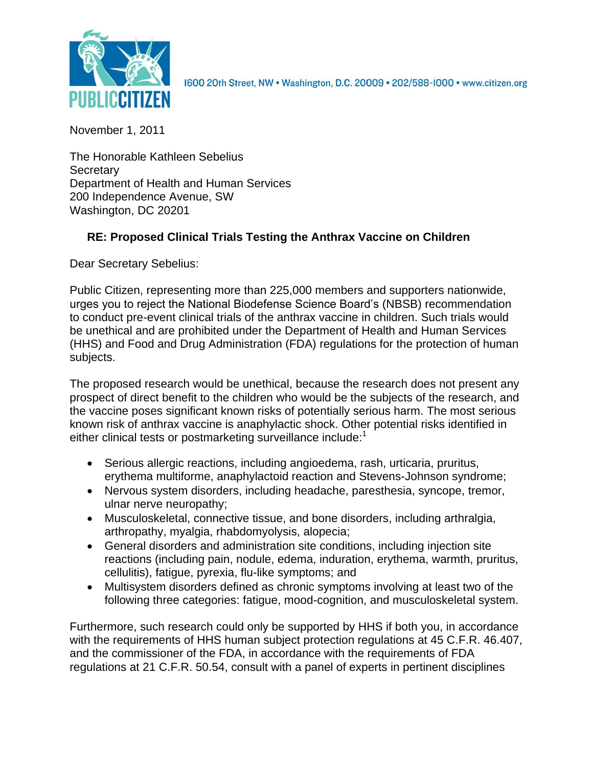PUBLIC CITIZEN

1600 20th Street, NW • Washington, D.C. 20009 • 202/588-1000 • www.citizen.org

November 1, 2011

The Honorable Kathleen Sebelius
Secretary
Department of Health and Human Services
200 Independence Avenue, SW
Washington, DC 20201

**RE: Proposed Clinical Trials Testing the Anthrax Vaccine on Children**

Dear Secretary Sebelius:

Public Citizen, representing more than 225,000 members and supporters nationwide, urges you to reject the National Biodefense Science Board's (NBSB) recommendation to conduct pre-event clinical trials of the anthrax vaccine in children. Such trials would be unethical and are prohibited under the Department of Health and Human Services (HHS) and Food and Drug Administration (FDA) regulations for the protection of human subjects.

The proposed research would be unethical, because the research does not present any prospect of direct benefit to the children who would be the subjects of the research, and the vaccine poses significant known risks of potentially serious harm. The most serious known risk of anthrax vaccine is anaphylactic shock. Other potential risks identified in either clinical tests or postmarketing surveillance include:[1]

- Serious allergic reactions, including angioedema, rash, urticaria, pruritus, erythema multiforme, anaphylactoid reaction and Stevens-Johnson syndrome;
- Nervous system disorders, including headache, paresthesia, syncope, tremor, ulnar nerve neuropathy;
- Musculoskeletal, connective tissue, and bone disorders, including arthralgia, arthropathy, myalgia, rhabdomyolysis, alopecia;
- General disorders and administration site conditions, including injection site reactions (including pain, nodule, edema, induration, erythema, warmth, pruritus, cellulitis), fatigue, pyrexia, flu-like symptoms; and
- Multisystem disorders defined as chronic symptoms involving at least two of the following three categories: fatigue, mood-cognition, and musculoskeletal system.

Furthermore, such research could only be supported by HHS if both you, in accordance with the requirements of HHS human subject protection regulations at 45 C.F.R. 46.407, and the commissioner of the FDA, in accordance with the requirements of FDA regulations at 21 C.F.R. 50.54, consult with a panel of experts in pertinent disciplines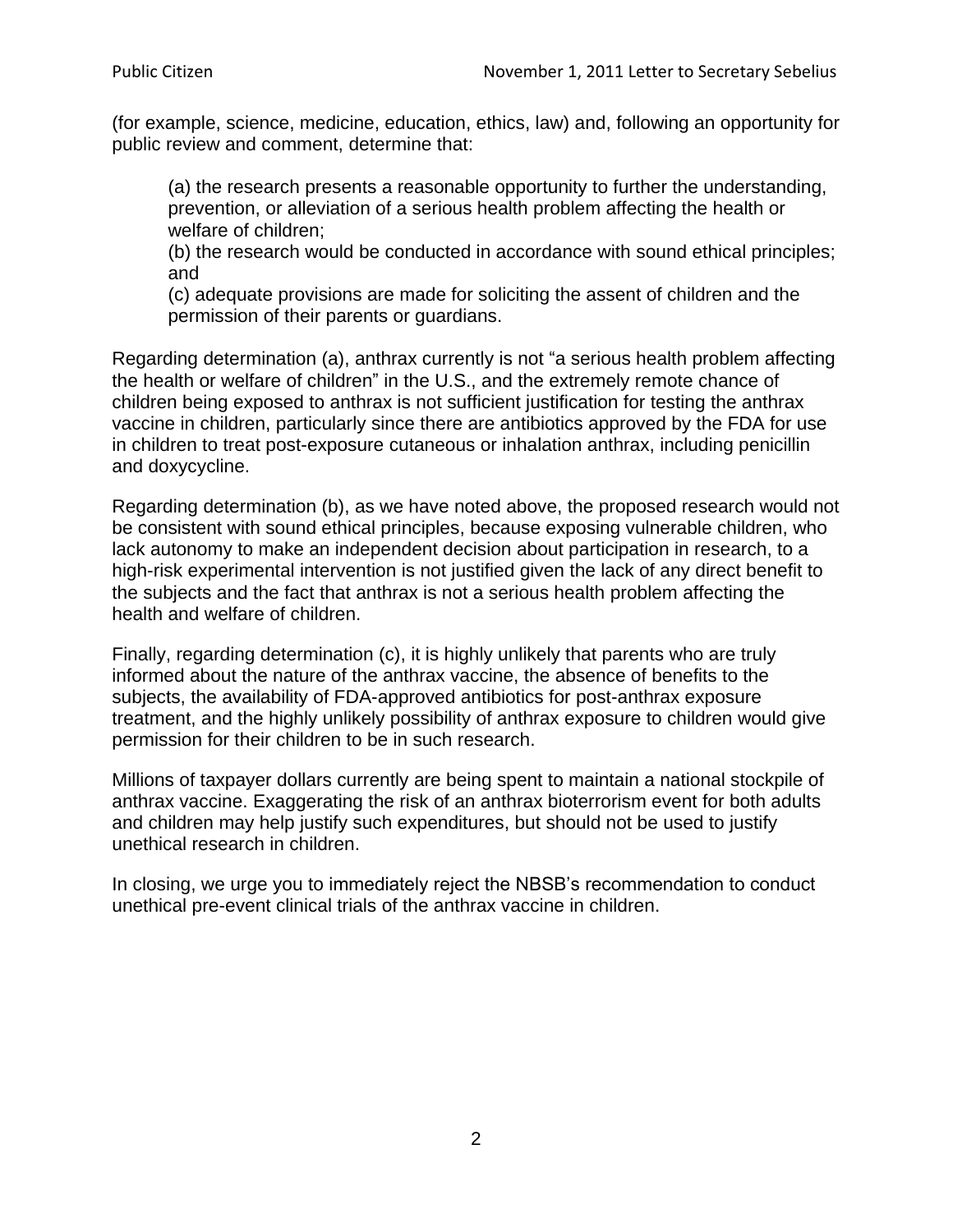(for example, science, medicine, education, ethics, law) and, following an opportunity for public review and comment, determine that:

> (a) the research presents a reasonable opportunity to further the understanding, prevention, or alleviation of a serious health problem affecting the health or welfare of children;
> (b) the research would be conducted in accordance with sound ethical principles; and
> (c) adequate provisions are made for soliciting the assent of children and the permission of their parents or guardians.

Regarding determination (a), anthrax currently is not "a serious health problem affecting the health or welfare of children" in the U.S., and the extremely remote chance of children being exposed to anthrax is not sufficient justification for testing the anthrax vaccine in children, particularly since there are antibiotics approved by the FDA for use in children to treat post-exposure cutaneous or inhalation anthrax, including penicillin and doxycycline.

Regarding determination (b), as we have noted above, the proposed research would not be consistent with sound ethical principles, because exposing vulnerable children, who lack autonomy to make an independent decision about participation in research, to a high-risk experimental intervention is not justified given the lack of any direct benefit to the subjects and the fact that anthrax is not a serious health problem affecting the health and welfare of children.

Finally, regarding determination (c), it is highly unlikely that parents who are truly informed about the nature of the anthrax vaccine, the absence of benefits to the subjects, the availability of FDA-approved antibiotics for post-anthrax exposure treatment, and the highly unlikely possibility of anthrax exposure to children would give permission for their children to be in such research.

Millions of taxpayer dollars currently are being spent to maintain a national stockpile of anthrax vaccine. Exaggerating the risk of an anthrax bioterrorism event for both adults and children may help justify such expenditures, but should not be used to justify unethical research in children.

In closing, we urge you to immediately reject the NBSB's recommendation to conduct unethical pre-event clinical trials of the anthrax vaccine in children.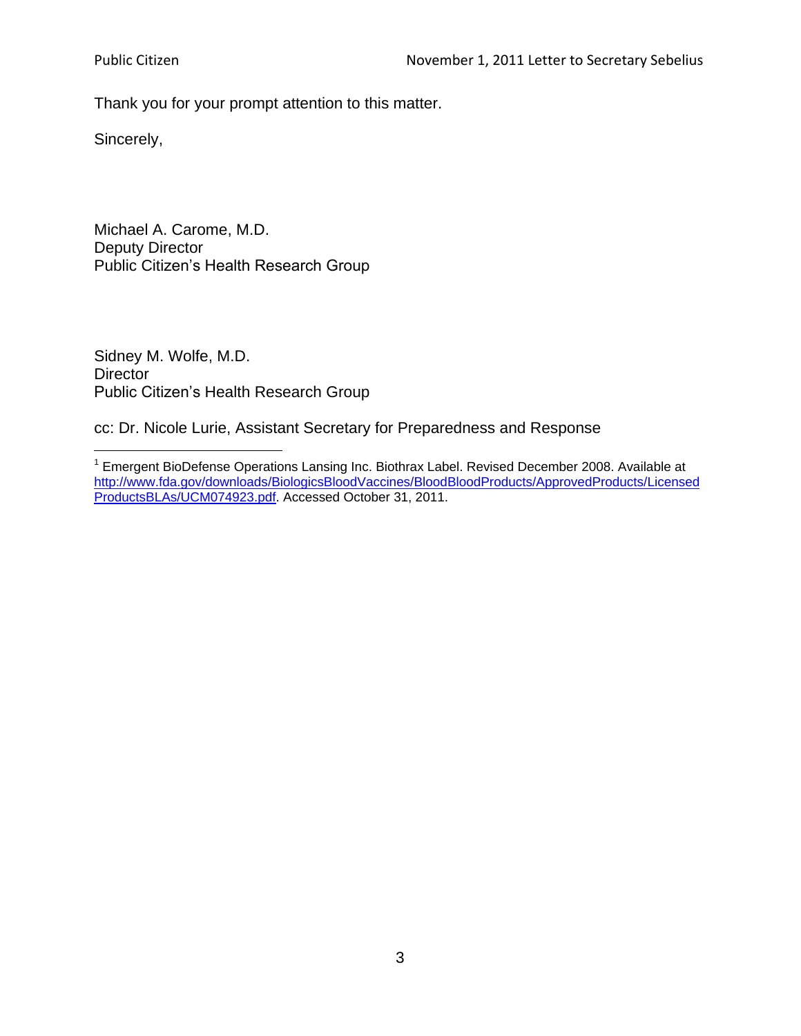Thank you for your prompt attention to this matter.

Sincerely,

Michael A. Carome, M.D.
Deputy Director
Public Citizen's Health Research Group

Sidney M. Wolfe, M.D.
Director
Public Citizen's Health Research Group

cc: Dr. Nicole Lurie, Assistant Secretary for Preparedness and Response

---

[1] Emergent BioDefense Operations Lansing Inc. Biothrax Label. Revised December 2008. Available at http://www.fda.gov/downloads/BiologicsBloodVaccines/BloodBloodProducts/ApprovedProducts/LicensedProductsBLAs/UCM074923.pdf. Accessed October 31, 2011.